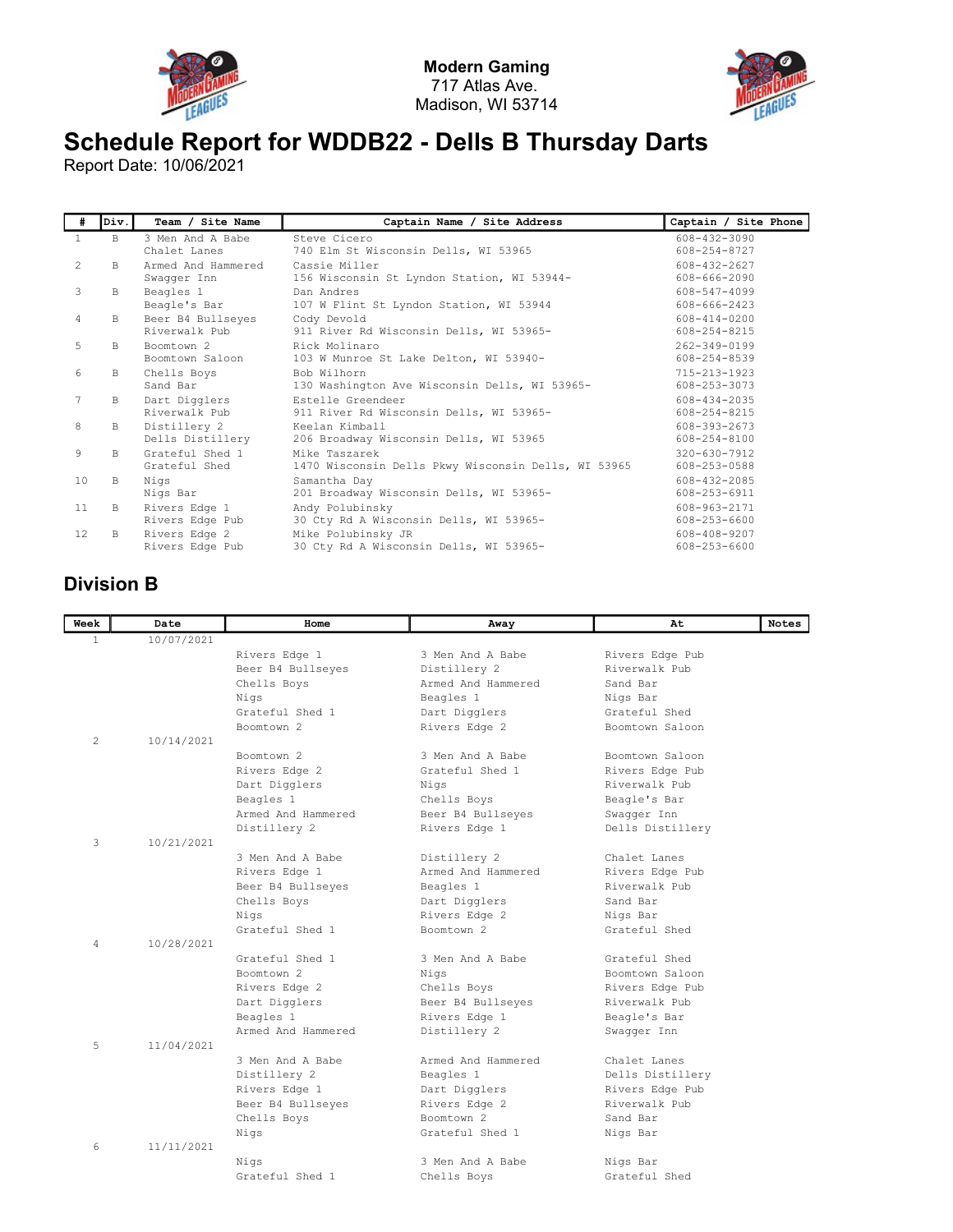**Modern Gaming**
717 Atlas Ave.
Madison, WI 53714

# Schedule Report for WDDB22 - Dells B Thursday Darts

Report Date: 10/06/2021

| # | Div. | Team / Site Name | Captain Name / Site Address | Captain / Site Phone |
|---|---|---|---|---|
| 1 | B | 3 Men And A Babe<br>Chalet Lanes | Steve Cicero<br>740 Elm St Wisconsin Dells, WI 53965 | 608-432-3090<br>608-254-8727 |
| 2 | B | Armed And Hammered<br>Swagger Inn | Cassie Miller<br>156 Wisconsin St Lyndon Station, WI 53944- | 608-432-2627<br>608-666-2090 |
| 3 | B | Beagles 1<br>Beagle's Bar | Dan Andres<br>107 W Flint St Lyndon Station, WI 53944 | 608-547-4099<br>608-666-2423 |
| 4 | B | Beer B4 Bullseyes<br>Riverwalk Pub | Cody Devold<br>911 River Rd Wisconsin Dells, WI 53965- | 608-414-0200<br>608-254-8215 |
| 5 | B | Boomtown 2<br>Boomtown Saloon | Rick Molinaro<br>103 W Munroe St Lake Delton, WI 53940- | 262-349-0199<br>608-254-8539 |
| 6 | B | Chells Boys<br>Sand Bar | Bob Wilhorn<br>130 Washington Ave Wisconsin Dells, WI 53965- | 715-213-1923<br>608-253-3073 |
| 7 | B | Dart Digglers<br>Riverwalk Pub | Estelle Greendeer<br>911 River Rd Wisconsin Dells, WI 53965- | 608-434-2035<br>608-254-8215 |
| 8 | B | Distillery 2<br>Dells Distillery | Keelan Kimball<br>206 Broadway Wisconsin Dells, WI 53965 | 608-393-2673<br>608-254-8100 |
| 9 | B | Grateful Shed 1<br>Grateful Shed | Mike Taszarek<br>1470 Wisconsin Dells Pkwy Wisconsin Dells, WI 53965 | 320-630-7912<br>608-253-0588 |
| 10 | B | Nigs<br>Nigs Bar | Samantha Day<br>201 Broadway Wisconsin Dells, WI 53965- | 608-432-2085<br>608-253-6911 |
| 11 | B | Rivers Edge 1<br>Rivers Edge Pub | Andy Polubinsky<br>30 Cty Rd A Wisconsin Dells, WI 53965- | 608-963-2171<br>608-253-6600 |
| 12 | B | Rivers Edge 2<br>Rivers Edge Pub | Mike Polubinsky JR<br>30 Cty Rd A Wisconsin Dells, WI 53965- | 608-408-9207<br>608-253-6600 |

## Division B

| Week | Date | Home | Away | At | Notes |
|---|---|---|---|---|---|
| 1 | 10/07/2021 | | | | |
| | | Rivers Edge 1 | 3 Men And A Babe | Rivers Edge Pub | |
| | | Beer B4 Bullseyes | Distillery 2 | Riverwalk Pub | |
| | | Chells Boys | Armed And Hammered | Sand Bar | |
| | | Nigs | Beagles 1 | Nigs Bar | |
| | | Grateful Shed 1 | Dart Digglers | Grateful Shed | |
| | | Boomtown 2 | Rivers Edge 2 | Boomtown Saloon | |
| 2 | 10/14/2021 | | | | |
| | | Boomtown 2 | 3 Men And A Babe | Boomtown Saloon | |
| | | Rivers Edge 2 | Grateful Shed 1 | Rivers Edge Pub | |
| | | Dart Digglers | Nigs | Riverwalk Pub | |
| | | Beagles 1 | Chells Boys | Beagle's Bar | |
| | | Armed And Hammered | Beer B4 Bullseyes | Swagger Inn | |
| | | Distillery 2 | Rivers Edge 1 | Dells Distillery | |
| 3 | 10/21/2021 | | | | |
| | | 3 Men And A Babe | Distillery 2 | Chalet Lanes | |
| | | Rivers Edge 1 | Armed And Hammered | Rivers Edge Pub | |
| | | Beer B4 Bullseyes | Beagles 1 | Riverwalk Pub | |
| | | Chells Boys | Dart Digglers | Sand Bar | |
| | | Nigs | Rivers Edge 2 | Nigs Bar | |
| | | Grateful Shed 1 | Boomtown 2 | Grateful Shed | |
| 4 | 10/28/2021 | | | | |
| | | Grateful Shed 1 | 3 Men And A Babe | Grateful Shed | |
| | | Boomtown 2 | Nigs | Boomtown Saloon | |
| | | Rivers Edge 2 | Chells Boys | Rivers Edge Pub | |
| | | Dart Digglers | Beer B4 Bullseyes | Riverwalk Pub | |
| | | Beagles 1 | Rivers Edge 1 | Beagle's Bar | |
| | | Armed And Hammered | Distillery 2 | Swagger Inn | |
| 5 | 11/04/2021 | | | | |
| | | 3 Men And A Babe | Armed And Hammered | Chalet Lanes | |
| | | Distillery 2 | Beagles 1 | Dells Distillery | |
| | | Rivers Edge 1 | Dart Digglers | Rivers Edge Pub | |
| | | Beer B4 Bullseyes | Rivers Edge 2 | Riverwalk Pub | |
| | | Chells Boys | Boomtown 2 | Sand Bar | |
| | | Nigs | Grateful Shed 1 | Nigs Bar | |
| 6 | 11/11/2021 | | | | |
| | | Nigs | 3 Men And A Babe | Nigs Bar | |
| | | Grateful Shed 1 | Chells Boys | Grateful Shed | |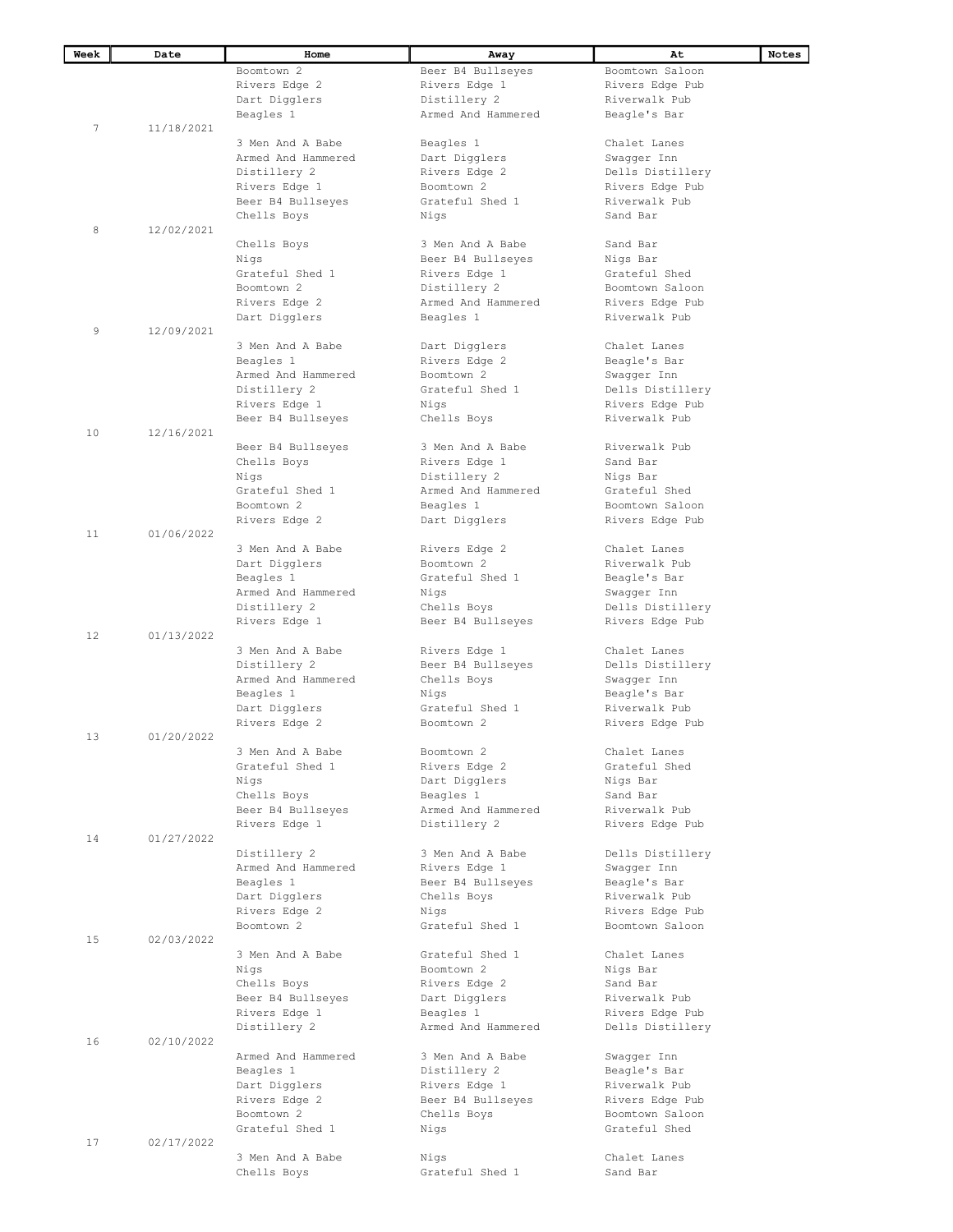| Week | Date | Home | Away | At | Notes |
|---|---|---|---|---|---|
| | | Boomtown 2 | Beer B4 Bullseyes | Boomtown Saloon | |
| | | Rivers Edge 2 | Rivers Edge 1 | Rivers Edge Pub | |
| | | Dart Diggers | Distillery 2 | Riverwalk Pub | |
| | | Beagles 1 | Armed And Hammered | Beagle's Bar | |
| 7 | 11/18/2021 | | | | |
| | | 3 Men And A Babe | Beagles 1 | Chalet Lanes | |
| | | Armed And Hammered | Dart Diggers | Swagger Inn | |
| | | Distillery 2 | Rivers Edge 2 | Dells Distillery | |
| | | Rivers Edge 1 | Boomtown 2 | Rivers Edge Pub | |
| | | Beer B4 Bullseyes | Grateful Shed 1 | Riverwalk Pub | |
| | | Chells Boys | Nigs | Sand Bar | |
| 8 | 12/02/2021 | | | | |
| | | Chells Boys | 3 Men And A Babe | Sand Bar | |
| | | Nigs | Beer B4 Bullseyes | Nigs Bar | |
| | | Grateful Shed 1 | Rivers Edge 1 | Grateful Shed | |
| | | Boomtown 2 | Distillery 2 | Boomtown Saloon | |
| | | Rivers Edge 2 | Armed And Hammered | Rivers Edge Pub | |
| | | Dart Diggers | Beagles 1 | Riverwalk Pub | |
| 9 | 12/09/2021 | | | | |
| | | 3 Men And A Babe | Dart Diggers | Chalet Lanes | |
| | | Beagles 1 | Rivers Edge 2 | Beagle's Bar | |
| | | Armed And Hammered | Boomtown 2 | Swagger Inn | |
| | | Distillery 2 | Grateful Shed 1 | Dells Distillery | |
| | | Rivers Edge 1 | Nigs | Rivers Edge Pub | |
| | | Beer B4 Bullseyes | Chells Boys | Riverwalk Pub | |
| 10 | 12/16/2021 | | | | |
| | | Beer B4 Bullseyes | 3 Men And A Babe | Riverwalk Pub | |
| | | Chells Boys | Rivers Edge 1 | Sand Bar | |
| | | Nigs | Distillery 2 | Nigs Bar | |
| | | Grateful Shed 1 | Armed And Hammered | Grateful Shed | |
| | | Boomtown 2 | Beagles 1 | Boomtown Saloon | |
| | | Rivers Edge 2 | Dart Diggers | Rivers Edge Pub | |
| 11 | 01/06/2022 | | | | |
| | | 3 Men And A Babe | Rivers Edge 2 | Chalet Lanes | |
| | | Dart Diggers | Boomtown 2 | Riverwalk Pub | |
| | | Beagles 1 | Grateful Shed 1 | Beagle's Bar | |
| | | Armed And Hammered | Nigs | Swagger Inn | |
| | | Distillery 2 | Chells Boys | Dells Distillery | |
| | | Rivers Edge 1 | Beer B4 Bullseyes | Rivers Edge Pub | |
| 12 | 01/13/2022 | | | | |
| | | 3 Men And A Babe | Rivers Edge 1 | Chalet Lanes | |
| | | Distillery 2 | Beer B4 Bullseyes | Dells Distillery | |
| | | Armed And Hammered | Chells Boys | Swagger Inn | |
| | | Beagles 1 | Nigs | Beagle's Bar | |
| | | Dart Diggers | Grateful Shed 1 | Riverwalk Pub | |
| | | Rivers Edge 2 | Boomtown 2 | Rivers Edge Pub | |
| 13 | 01/20/2022 | | | | |
| | | 3 Men And A Babe | Boomtown 2 | Chalet Lanes | |
| | | Grateful Shed 1 | Rivers Edge 2 | Grateful Shed | |
| | | Nigs | Dart Diggers | Nigs Bar | |
| | | Chells Boys | Beagles 1 | Sand Bar | |
| | | Beer B4 Bullseyes | Armed And Hammered | Riverwalk Pub | |
| | | Rivers Edge 1 | Distillery 2 | Rivers Edge Pub | |
| 14 | 01/27/2022 | | | | |
| | | Distillery 2 | 3 Men And A Babe | Dells Distillery | |
| | | Armed And Hammered | Rivers Edge 1 | Swagger Inn | |
| | | Beagles 1 | Beer B4 Bullseyes | Beagle's Bar | |
| | | Dart Diggers | Chells Boys | Riverwalk Pub | |
| | | Rivers Edge 2 | Nigs | Rivers Edge Pub | |
| | | Boomtown 2 | Grateful Shed 1 | Boomtown Saloon | |
| 15 | 02/03/2022 | | | | |
| | | 3 Men And A Babe | Grateful Shed 1 | Chalet Lanes | |
| | | Nigs | Boomtown 2 | Nigs Bar | |
| | | Chells Boys | Rivers Edge 2 | Sand Bar | |
| | | Beer B4 Bullseyes | Dart Diggers | Riverwalk Pub | |
| | | Rivers Edge 1 | Beagles 1 | Rivers Edge Pub | |
| | | Distillery 2 | Armed And Hammered | Dells Distillery | |
| 16 | 02/10/2022 | | | | |
| | | Armed And Hammered | 3 Men And A Babe | Swagger Inn | |
| | | Beagles 1 | Distillery 2 | Beagle's Bar | |
| | | Dart Diggers | Rivers Edge 1 | Riverwalk Pub | |
| | | Rivers Edge 2 | Beer B4 Bullseyes | Rivers Edge Pub | |
| | | Boomtown 2 | Chells Boys | Boomtown Saloon | |
| | | Grateful Shed 1 | Nigs | Grateful Shed | |
| 17 | 02/17/2022 | | | | |
| | | 3 Men And A Babe | Nigs | Chalet Lanes | |
| | | Chells Boys | Grateful Shed 1 | Sand Bar | |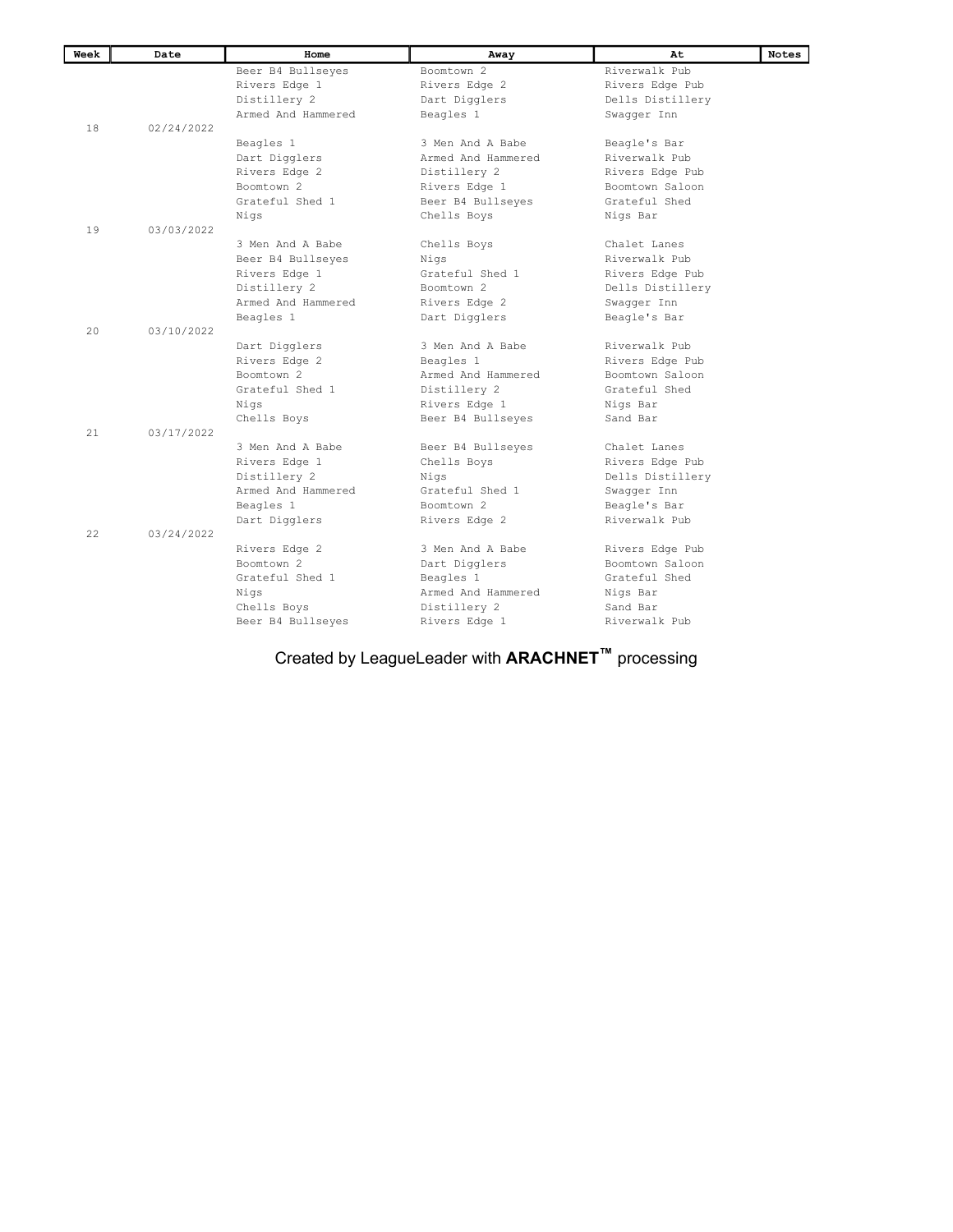| Week | Date | Home | Away | At | Notes |
|---|---|---|---|---|---|
| | | Beer B4 Bullseyes | Boomtown 2 | Riverwalk Pub | |
| | | Rivers Edge 1 | Rivers Edge 2 | Rivers Edge Pub | |
| | | Distillery 2 | Dart Digglers | Dells Distillery | |
| | | Armed And Hammered | Beagles 1 | Swagger Inn | |
| 18 | 02/24/2022 | | | | |
| | | Beagles 1 | 3 Men And A Babe | Beagle's Bar | |
| | | Dart Digglers | Armed And Hammered | Riverwalk Pub | |
| | | Rivers Edge 2 | Distillery 2 | Rivers Edge Pub | |
| | | Boomtown 2 | Rivers Edge 1 | Boomtown Saloon | |
| | | Grateful Shed 1 | Beer B4 Bullseyes | Grateful Shed | |
| | | Nigs | Chells Boys | Nigs Bar | |
| 19 | 03/03/2022 | | | | |
| | | 3 Men And A Babe | Chells Boys | Chalet Lanes | |
| | | Beer B4 Bullseyes | Nigs | Riverwalk Pub | |
| | | Rivers Edge 1 | Grateful Shed 1 | Rivers Edge Pub | |
| | | Distillery 2 | Boomtown 2 | Dells Distillery | |
| | | Armed And Hammered | Rivers Edge 2 | Swagger Inn | |
| | | Beagles 1 | Dart Digglers | Beagle's Bar | |
| 20 | 03/10/2022 | | | | |
| | | Dart Digglers | 3 Men And A Babe | Riverwalk Pub | |
| | | Rivers Edge 2 | Beagles 1 | Rivers Edge Pub | |
| | | Boomtown 2 | Armed And Hammered | Boomtown Saloon | |
| | | Grateful Shed 1 | Distillery 2 | Grateful Shed | |
| | | Nigs | Rivers Edge 1 | Nigs Bar | |
| | | Chells Boys | Beer B4 Bullseyes | Sand Bar | |
| 21 | 03/17/2022 | | | | |
| | | 3 Men And A Babe | Beer B4 Bullseyes | Chalet Lanes | |
| | | Rivers Edge 1 | Chells Boys | Rivers Edge Pub | |
| | | Distillery 2 | Nigs | Dells Distillery | |
| | | Armed And Hammered | Grateful Shed 1 | Swagger Inn | |
| | | Beagles 1 | Boomtown 2 | Beagle's Bar | |
| | | Dart Digglers | Rivers Edge 2 | Riverwalk Pub | |
| 22 | 03/24/2022 | | | | |
| | | Rivers Edge 2 | 3 Men And A Babe | Rivers Edge Pub | |
| | | Boomtown 2 | Dart Digglers | Boomtown Saloon | |
| | | Grateful Shed 1 | Beagles 1 | Grateful Shed | |
| | | Nigs | Armed And Hammered | Nigs Bar | |
| | | Chells Boys | Distillery 2 | Sand Bar | |
| | | Beer B4 Bullseyes | Rivers Edge 1 | Riverwalk Pub | |

Created by LeagueLeader with **ARACHNET™** processing